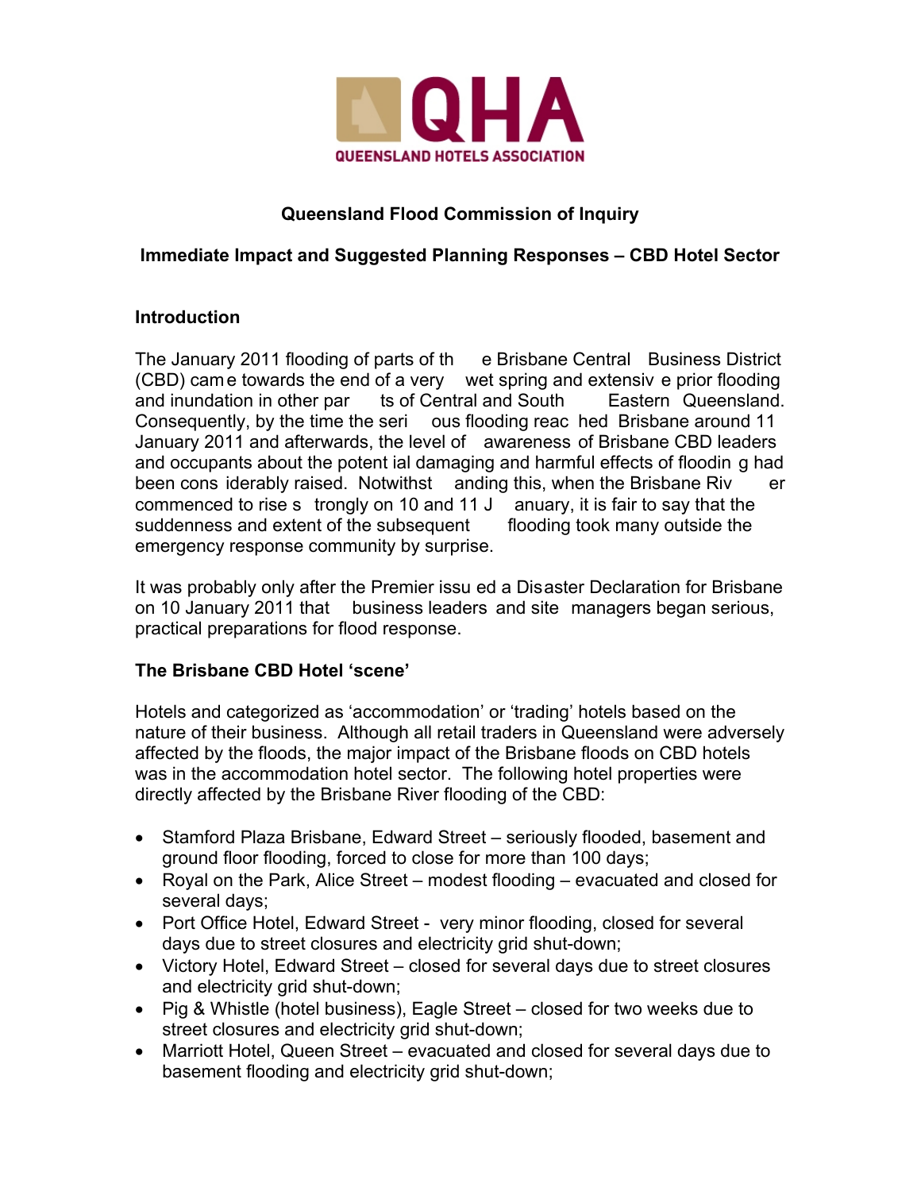QHA

QUEENSLAND HOTELS ASSOCIATION

# Queensland Flood Commission of Inquiry

## Immediate Impact and Suggested Planning Responses – CBD Hotel Sector

### Introduction

The January 2011 flooding of parts of the Brisbane Central Business District (CBD) came towards the end of a very wet spring and extensive prior flooding and inundation in other parts of Central and South Eastern Queensland. Consequently, by the time the serious flooding reached Brisbane around 11 January 2011 and afterwards, the level of awareness of Brisbane CBD leaders and occupants about the potential damaging and harmful effects of flooding had been considerably raised. Notwithstanding this, when the Brisbane River commenced to rise strongly on 10 and 11 January, it is fair to say that the suddenness and extent of the subsequent flooding took many outside the emergency response community by surprise.

It was probably only after the Premier issued a Disaster Declaration for Brisbane on 10 January 2011 that business leaders and site managers began serious, practical preparations for flood response.

### The Brisbane CBD Hotel 'scene'

Hotels and categorized as 'accommodation' or 'trading' hotels based on the nature of their business. Although all retail traders in Queensland were adversely affected by the floods, the major impact of the Brisbane floods on CBD hotels was in the accommodation hotel sector. The following hotel properties were directly affected by the Brisbane River flooding of the CBD:

- Stamford Plaza Brisbane, Edward Street – seriously flooded, basement and ground floor flooding, forced to close for more than 100 days;
- Royal on the Park, Alice Street – modest flooding – evacuated and closed for several days;
- Port Office Hotel, Edward Street - very minor flooding, closed for several days due to street closures and electricity grid shut-down;
- Victory Hotel, Edward Street – closed for several days due to street closures and electricity grid shut-down;
- Pig & Whistle (hotel business), Eagle Street – closed for two weeks due to street closures and electricity grid shut-down;
- Marriott Hotel, Queen Street – evacuated and closed for several days due to basement flooding and electricity grid shut-down;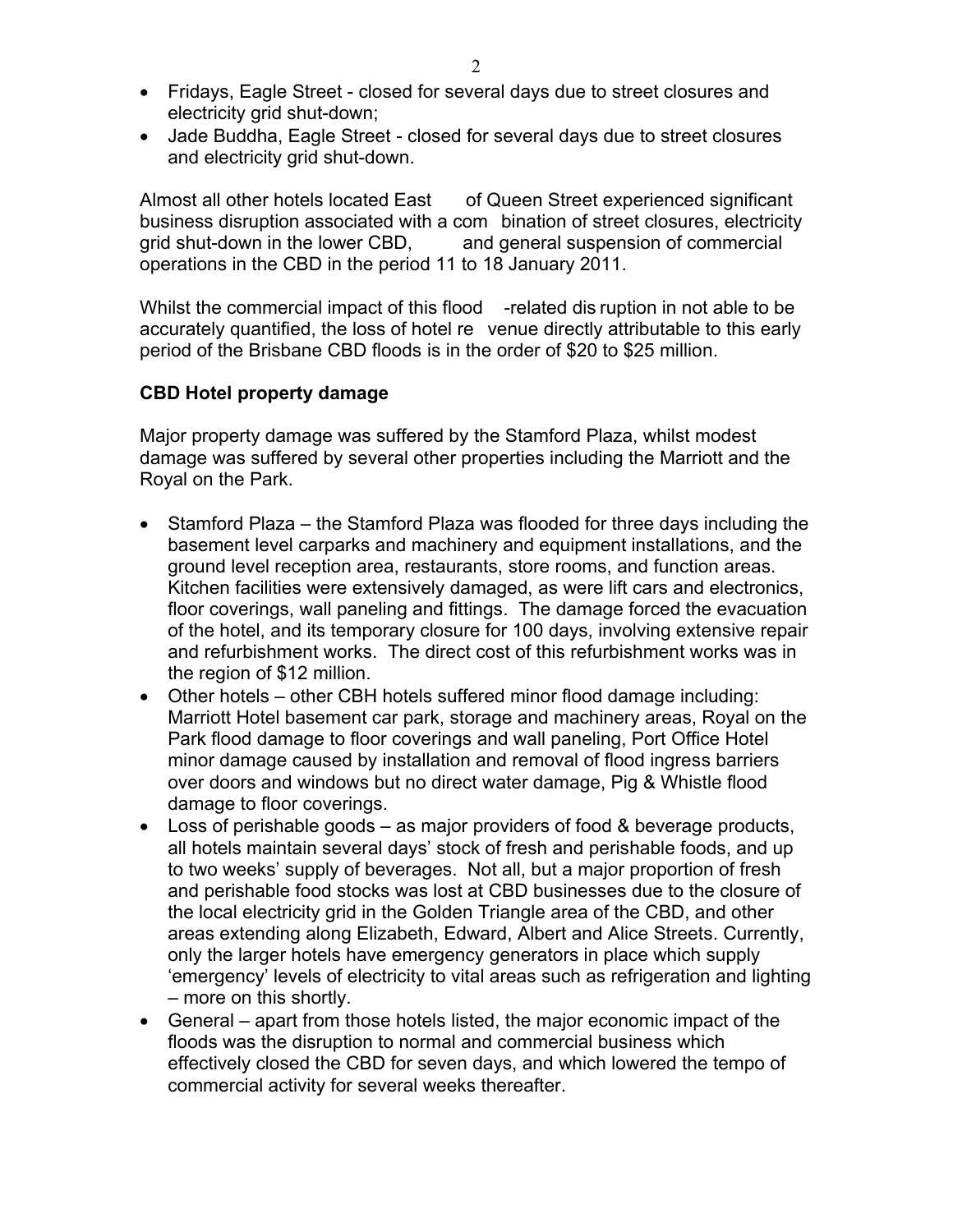- Fridays, Eagle Street - closed for several days due to street closures and electricity grid shut-down;
- Jade Buddha, Eagle Street - closed for several days due to street closures and electricity grid shut-down.

Almost all other hotels located East of Queen Street experienced significant business disruption associated with a combination of street closures, electricity grid shut-down in the lower CBD, and general suspension of commercial operations in the CBD in the period 11 to 18 January 2011.

Whilst the commercial impact of this flood-related disruption in not able to be accurately quantified, the loss of hotel revenue directly attributable to this early period of the Brisbane CBD floods is in the order of $20 to $25 million.

**CBD Hotel property damage**

Major property damage was suffered by the Stamford Plaza, whilst modest damage was suffered by several other properties including the Marriott and the Royal on the Park.

- Stamford Plaza – the Stamford Plaza was flooded for three days including the basement level carparks and machinery and equipment installations, and the ground level reception area, restaurants, store rooms, and function areas. Kitchen facilities were extensively damaged, as were lift cars and electronics, floor coverings, wall paneling and fittings. The damage forced the evacuation of the hotel, and its temporary closure for 100 days, involving extensive repair and refurbishment works. The direct cost of this refurbishment works was in the region of $12 million.
- Other hotels – other CBH hotels suffered minor flood damage including: Marriott Hotel basement car park, storage and machinery areas, Royal on the Park flood damage to floor coverings and wall paneling, Port Office Hotel minor damage caused by installation and removal of flood ingress barriers over doors and windows but no direct water damage, Pig & Whistle flood damage to floor coverings.
- Loss of perishable goods – as major providers of food & beverage products, all hotels maintain several days' stock of fresh and perishable foods, and up to two weeks' supply of beverages. Not all, but a major proportion of fresh and perishable food stocks was lost at CBD businesses due to the closure of the local electricity grid in the Golden Triangle area of the CBD, and other areas extending along Elizabeth, Edward, Albert and Alice Streets. Currently, only the larger hotels have emergency generators in place which supply 'emergency' levels of electricity to vital areas such as refrigeration and lighting – more on this shortly.
- General – apart from those hotels listed, the major economic impact of the floods was the disruption to normal and commercial business which effectively closed the CBD for seven days, and which lowered the tempo of commercial activity for several weeks thereafter.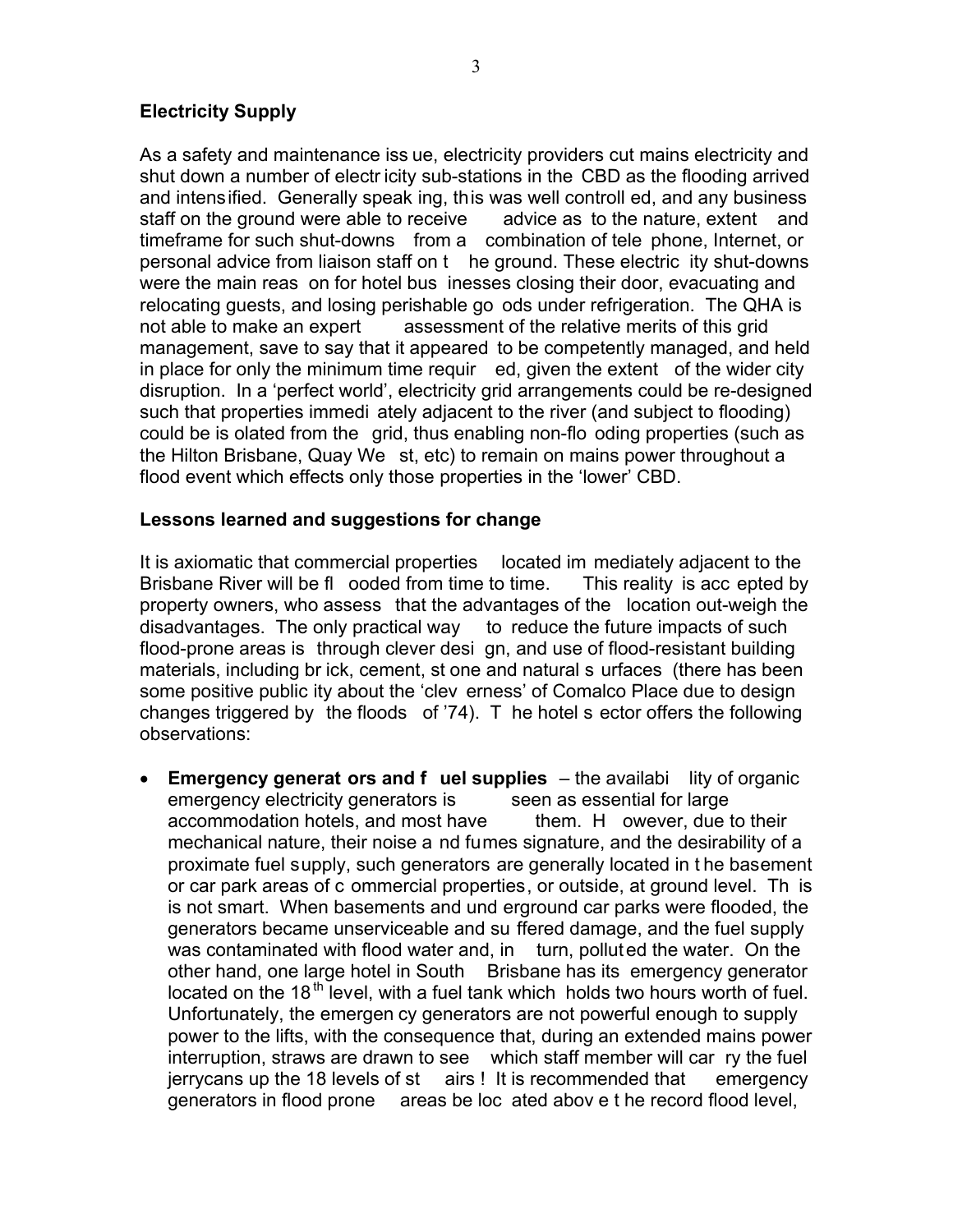**Electricity Supply**

As a safety and maintenance issue, electricity providers cut mains electricity and shut down a number of electricity sub-stations in the CBD as the flooding arrived and intensified. Generally speaking, this was well controlled, and any business staff on the ground were able to receive advice as to the nature, extent and timeframe for such shut-downs from a combination of telephone, Internet, or personal advice from liaison staff on the ground. These electricity shut-downs were the main reason for hotel businesses closing their door, evacuating and relocating guests, and losing perishable goods under refrigeration. The QHA is not able to make an expert assessment of the relative merits of this grid management, save to say that it appeared to be competently managed, and held in place for only the minimum time required, given the extent of the wider city disruption. In a 'perfect world', electricity grid arrangements could be re-designed such that properties immediately adjacent to the river (and subject to flooding) could be isolated from the grid, thus enabling non-flooding properties (such as the Hilton Brisbane, Quay West, etc) to remain on mains power throughout a flood event which effects only those properties in the 'lower' CBD.

**Lessons learned and suggestions for change**

It is axiomatic that commercial properties located immediately adjacent to the Brisbane River will be flooded from time to time. This reality is accepted by property owners, who assess that the advantages of the location out-weigh the disadvantages. The only practical way to reduce the future impacts of such flood-prone areas is through clever design, and use of flood-resistant building materials, including brick, cement, stone and natural surfaces (there has been some positive publicity about the 'cleverness' of Comalco Place due to design changes triggered by the floods of '74). The hotel sector offers the following observations:

- **Emergency generators and fuel supplies** – the availability of organic emergency electricity generators is seen as essential for large accommodation hotels, and most have them. However, due to their mechanical nature, their noise and fumes signature, and the desirability of a proximate fuel supply, such generators are generally located in the basement or car park areas of commercial properties, or outside, at ground level. This is not smart. When basements and underground car parks were flooded, the generators became unserviceable and suffered damage, and the fuel supply was contaminated with flood water and, in turn, polluted the water. On the other hand, one large hotel in South Brisbane has its emergency generator located on the 18th level, with a fuel tank which holds two hours worth of fuel. Unfortunately, the emergency generators are not powerful enough to supply power to the lifts, with the consequence that, during an extended mains power interruption, straws are drawn to see which staff member will carry the fuel jerrycans up the 18 levels of stairs ! It is recommended that emergency generators in flood prone areas be located above the record flood level,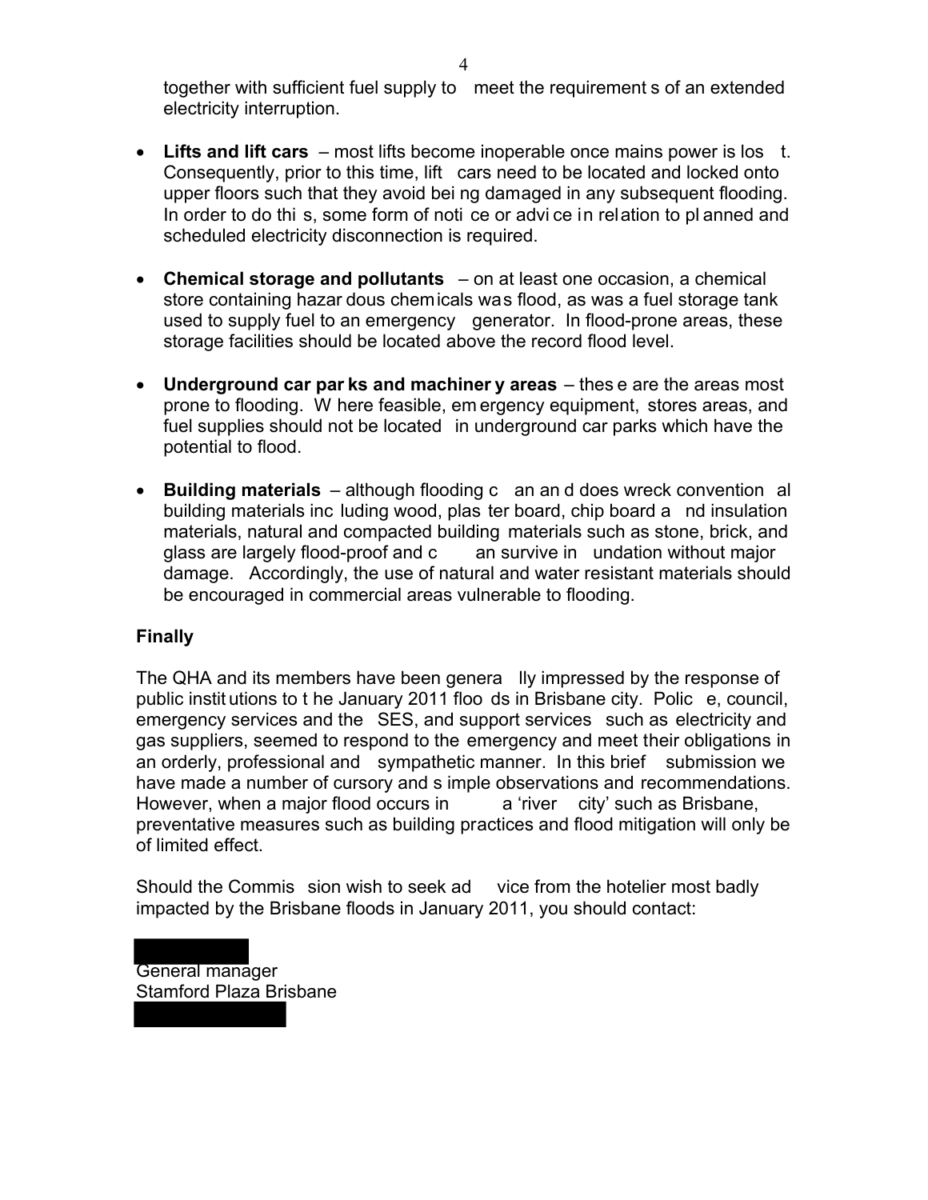together with sufficient fuel supply to meet the requirements of an extended electricity interruption.

- **Lifts and lift cars** – most lifts become inoperable once mains power is lost. Consequently, prior to this time, lift cars need to be located and locked onto upper floors such that they avoid being damaged in any subsequent flooding. In order to do this, some form of notice or advice in relation to planned and scheduled electricity disconnection is required.

- **Chemical storage and pollutants** – on at least one occasion, a chemical store containing hazardous chemicals was flood, as was a fuel storage tank used to supply fuel to an emergency generator. In flood-prone areas, these storage facilities should be located above the record flood level.

- **Underground car parks and machinery areas** – these are the areas most prone to flooding. Where feasible, emergency equipment, stores areas, and fuel supplies should not be located in underground car parks which have the potential to flood.

- **Building materials** – although flooding can and does wreck conventional building materials including wood, plaster board, chip board and insulation materials, natural and compacted building materials such as stone, brick, and glass are largely flood-proof and can survive inundation without major damage. Accordingly, the use of natural and water resistant materials should be encouraged in commercial areas vulnerable to flooding.

**Finally**

The QHA and its members have been generally impressed by the response of public institutions to the January 2011 floods in Brisbane city. Police, council, emergency services and the SES, and support services such as electricity and gas suppliers, seemed to respond to the emergency and meet their obligations in an orderly, professional and sympathetic manner. In this brief submission we have made a number of cursory and simple observations and recommendations. However, when a major flood occurs in a 'river city' such as Brisbane, preventative measures such as building practices and flood mitigation will only be of limited effect.

Should the Commission wish to seek advice from the hotelier most badly impacted by the Brisbane floods in January 2011, you should contact:

General manager
Stamford Plaza Brisbane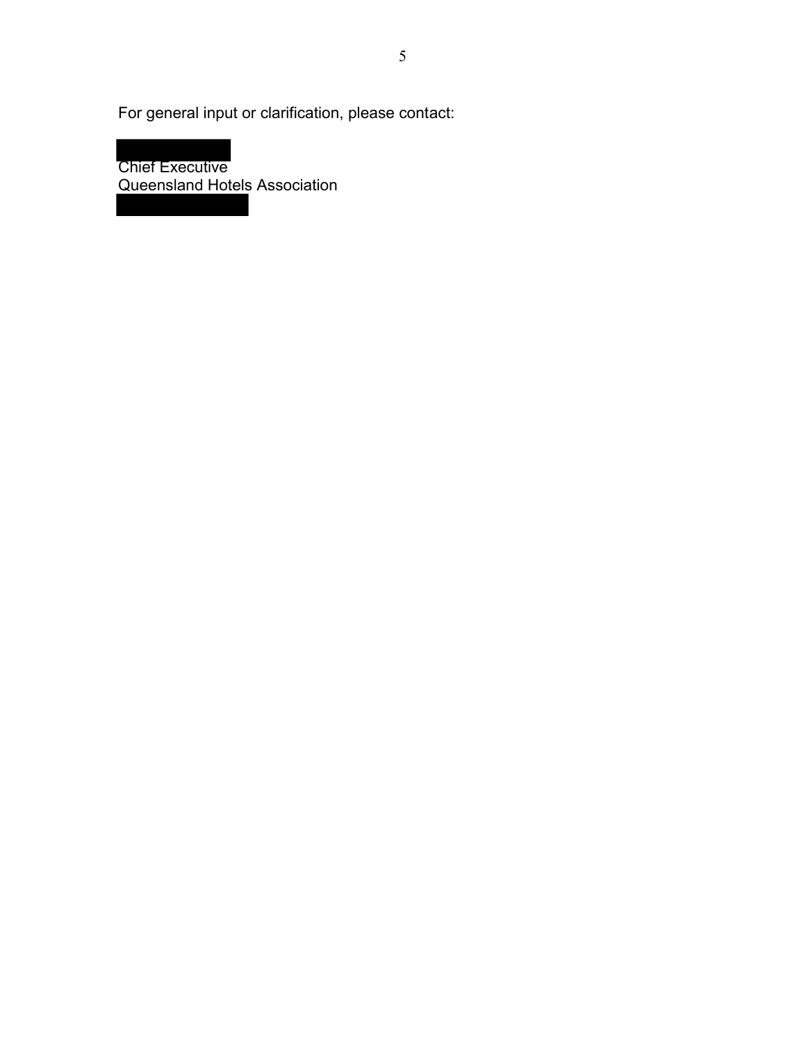For general input or clarification, please contact:

Chief Executive
Queensland Hotels Association